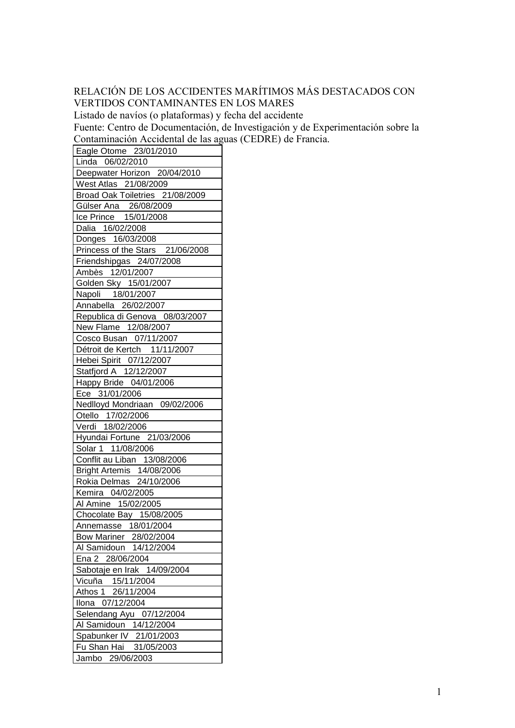RELACIÓN DE LOS ACCIDENTES MARÍTIMOS MÁS DESTACADOS CON VERTIDOS CONTAMINANTES EN LOS MARES

Listado de navíos (o plataformas) y fecha del accidente

Fuente: Centro de Documentación, de Investigación y de Experimentación sobre la Contaminación Accidental de las aguas (CEDRE) de Francia.

| Eagle Otome 23/01/2010 |
|---|
| Linda 06/02/2010 |
| Deepwater Horizon 20/04/2010 |
| West Atlas 21/08/2009 |
| Broad Oak Toiletries 21/08/2009 |
| Gülser Ana 26/08/2009 |
| Ice Prince 15/01/2008 |
| Dalia 16/02/2008 |
| Donges 16/03/2008 |
| Princess of the Stars 21/06/2008 |
| Friendshipgas 24/07/2008 |
| Ambès 12/01/2007 |
| Golden Sky 15/01/2007 |
| Napoli 18/01/2007 |
| Annabella 26/02/2007 |
| Republica di Genova 08/03/2007 |
| New Flame 12/08/2007 |
| Cosco Busan 07/11/2007 |
| Détroit de Kertch 11/11/2007 |
| Hebei Spirit 07/12/2007 |
| Statfjord A 12/12/2007 |
| Happy Bride 04/01/2006 |
| Ece 31/01/2006 |
| Nedlloyd Mondriaan 09/02/2006 |
| Otello 17/02/2006 |
| Verdi 18/02/2006 |
| Hyundai Fortune 21/03/2006 |
| Solar 1 11/08/2006 |
| Conflit au Liban 13/08/2006 |
| Bright Artemis 14/08/2006 |
| Rokia Delmas 24/10/2006 |
| Kemira 04/02/2005 |
| Al Amine 15/02/2005 |
| Chocolate Bay 15/08/2005 |
| Annemasse 18/01/2004 |
| Bow Mariner 28/02/2004 |
| Al Samidoun 14/12/2004 |
| Ena 2 28/06/2004 |
| Sabotaje en Irak 14/09/2004 |
| Vicuña 15/11/2004 |
| Athos 1 26/11/2004 |
| Ilona 07/12/2004 |
| Selendang Ayu 07/12/2004 |
| Al Samidoun 14/12/2004 |
| Spabunker IV 21/01/2003 |
| Fu Shan Hai 31/05/2003 |
| Jambo 29/06/2003 |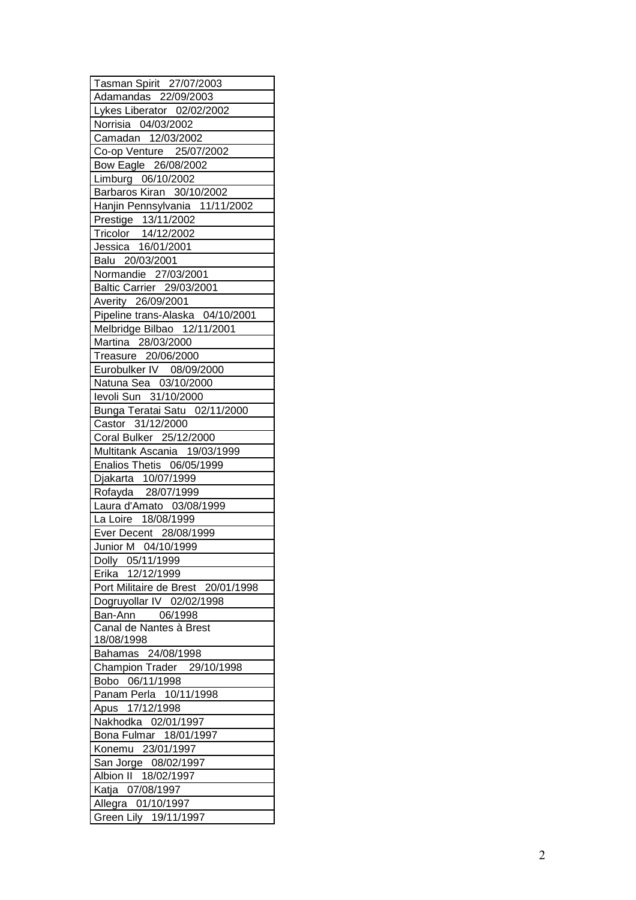| Tasman Spirit 27/07/2003 |
|---|
| Adamandas 22/09/2003 |
| Lykes Liberator 02/02/2002 |
| Norrisia 04/03/2002 |
| Camadan 12/03/2002 |
| Co-op Venture 25/07/2002 |
| Bow Eagle 26/08/2002 |
| Limburg 06/10/2002 |
| Barbaros Kiran 30/10/2002 |
| Hanjin Pennsylvania 11/11/2002 |
| Prestige 13/11/2002 |
| Tricolor 14/12/2002 |
| Jessica 16/01/2001 |
| Balu 20/03/2001 |
| Normandie 27/03/2001 |
| Baltic Carrier 29/03/2001 |
| Averity 26/09/2001 |
| Pipeline trans-Alaska 04/10/2001 |
| Melbridge Bilbao 12/11/2001 |
| Martina 28/03/2000 |
| Treasure 20/06/2000 |
| Eurobulker IV 08/09/2000 |
| Natuna Sea 03/10/2000 |
| Ievoli Sun 31/10/2000 |
| Bunga Teratai Satu 02/11/2000 |
| Castor 31/12/2000 |
| Coral Bulker 25/12/2000 |
| Multitank Ascania 19/03/1999 |
| Enalios Thetis 06/05/1999 |
| Djakarta 10/07/1999 |
| Rofayda 28/07/1999 |
| Laura d'Amato 03/08/1999 |
| La Loire 18/08/1999 |
| Ever Decent 28/08/1999 |
| Junior M 04/10/1999 |
| Dolly 05/11/1999 |
| Erika 12/12/1999 |
| Port Militaire de Brest 20/01/1998 |
| Dogruyollar IV 02/02/1998 |
| Ban-Ann 06/1998 |
| Canal de Nantes à Brest 18/08/1998 |
| Bahamas 24/08/1998 |
| Champion Trader 29/10/1998 |
| Bobo 06/11/1998 |
| Panam Perla 10/11/1998 |
| Apus 17/12/1998 |
| Nakhodka 02/01/1997 |
| Bona Fulmar 18/01/1997 |
| Konemu 23/01/1997 |
| San Jorge 08/02/1997 |
| Albion II 18/02/1997 |
| Katja 07/08/1997 |
| Allegra 01/10/1997 |
| Green Lily 19/11/1997 |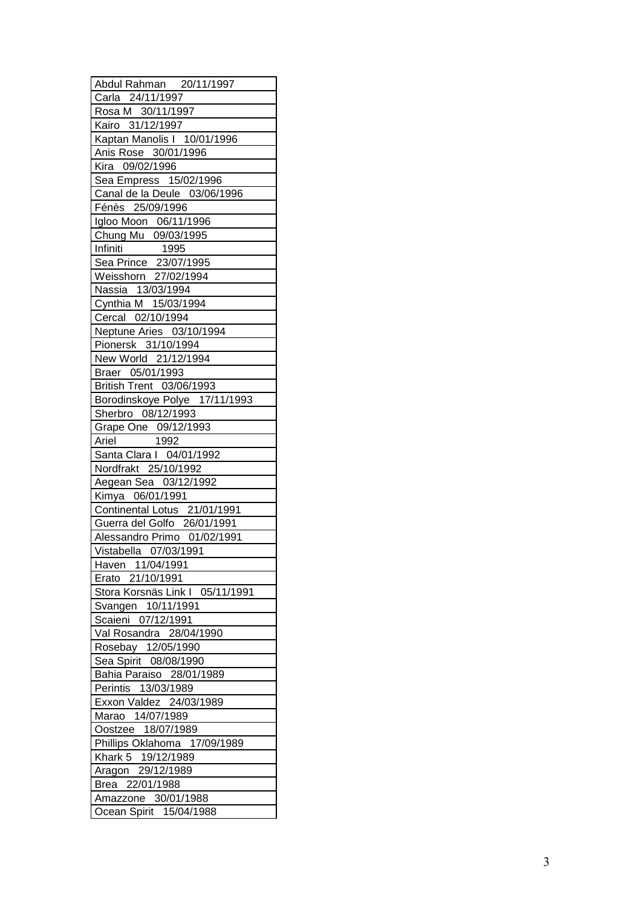| Abdul Rahman 20/11/1997 |
|---|
| Carla 24/11/1997 |
| Rosa M 30/11/1997 |
| Kairo 31/12/1997 |
| Kaptan Manolis I 10/01/1996 |
| Anis Rose 30/01/1996 |
| Kira 09/02/1996 |
| Sea Empress 15/02/1996 |
| Canal de la Deule 03/06/1996 |
| Fénès 25/09/1996 |
| Igloo Moon 06/11/1996 |
| Chung Mu 09/03/1995 |
| Infiniti 1995 |
| Sea Prince 23/07/1995 |
| Weisshorn 27/02/1994 |
| Nassia 13/03/1994 |
| Cynthia M 15/03/1994 |
| Cercal 02/10/1994 |
| Neptune Aries 03/10/1994 |
| Pionersk 31/10/1994 |
| New World 21/12/1994 |
| Braer 05/01/1993 |
| British Trent 03/06/1993 |
| Borodinskoye Polye 17/11/1993 |
| Sherbro 08/12/1993 |
| Grape One 09/12/1993 |
| Ariel 1992 |
| Santa Clara I 04/01/1992 |
| Nordfrakt 25/10/1992 |
| Aegean Sea 03/12/1992 |
| Kimya 06/01/1991 |
| Continental Lotus 21/01/1991 |
| Guerra del Golfo 26/01/1991 |
| Alessandro Primo 01/02/1991 |
| Vistabella 07/03/1991 |
| Haven 11/04/1991 |
| Erato 21/10/1991 |
| Stora Korsnäs Link I 05/11/1991 |
| Svangen 10/11/1991 |
| Scaieni 07/12/1991 |
| Val Rosandra 28/04/1990 |
| Rosebay 12/05/1990 |
| Sea Spirit 08/08/1990 |
| Bahia Paraiso 28/01/1989 |
| Perintis 13/03/1989 |
| Exxon Valdez 24/03/1989 |
| Marao 14/07/1989 |
| Oostzee 18/07/1989 |
| Phillips Oklahoma 17/09/1989 |
| Khark 5 19/12/1989 |
| Aragon 29/12/1989 |
| Brea 22/01/1988 |
| Amazzone 30/01/1988 |
| Ocean Spirit 15/04/1988 |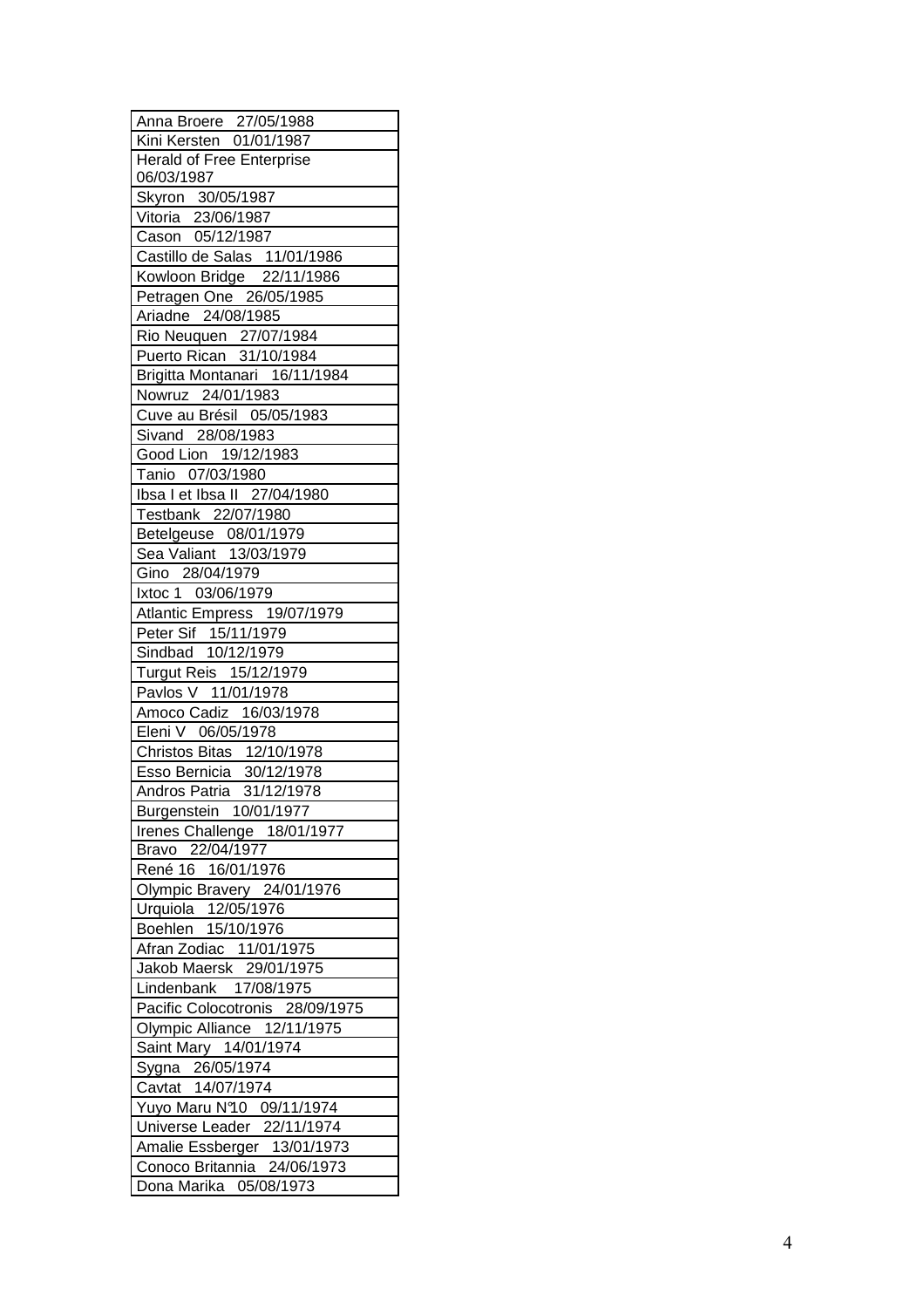| Anna Broere 27/05/1988 |
|---|
| Kini Kersten 01/01/1987 |
| Herald of Free Enterprise 06/03/1987 |
| Skyron 30/05/1987 |
| Vitoria 23/06/1987 |
| Cason 05/12/1987 |
| Castillo de Salas 11/01/1986 |
| Kowloon Bridge 22/11/1986 |
| Petragen One 26/05/1985 |
| Ariadne 24/08/1985 |
| Rio Neuquen 27/07/1984 |
| Puerto Rican 31/10/1984 |
| Brigitta Montanari 16/11/1984 |
| Nowruz 24/01/1983 |
| Cuve au Brésil 05/05/1983 |
| Sivand 28/08/1983 |
| Good Lion 19/12/1983 |
| Tanio 07/03/1980 |
| Ibsa I et Ibsa II 27/04/1980 |
| Testbank 22/07/1980 |
| Betelgeuse 08/01/1979 |
| Sea Valiant 13/03/1979 |
| Gino 28/04/1979 |
| Ixtoc 1 03/06/1979 |
| Atlantic Empress 19/07/1979 |
| Peter Sif 15/11/1979 |
| Sindbad 10/12/1979 |
| Turgut Reis 15/12/1979 |
| Pavlos V 11/01/1978 |
| Amoco Cadiz 16/03/1978 |
| Eleni V 06/05/1978 |
| Christos Bitas 12/10/1978 |
| Esso Bernicia 30/12/1978 |
| Andros Patria 31/12/1978 |
| Burgenstein 10/01/1977 |
| Irenes Challenge 18/01/1977 |
| Bravo 22/04/1977 |
| René 16 16/01/1976 |
| Olympic Bravery 24/01/1976 |
| Urquiola 12/05/1976 |
| Boehlen 15/10/1976 |
| Afran Zodiac 11/01/1975 |
| Jakob Maersk 29/01/1975 |
| Lindenbank 17/08/1975 |
| Pacific Colocotronis 28/09/1975 |
| Olympic Alliance 12/11/1975 |
| Saint Mary 14/01/1974 |
| Sygna 26/05/1974 |
| Cavtat 14/07/1974 |
| Yuyo Maru N°10 09/11/1974 |
| Universe Leader 22/11/1974 |
| Amalie Essberger 13/01/1973 |
| Conoco Britannia 24/06/1973 |
| Dona Marika 05/08/1973 |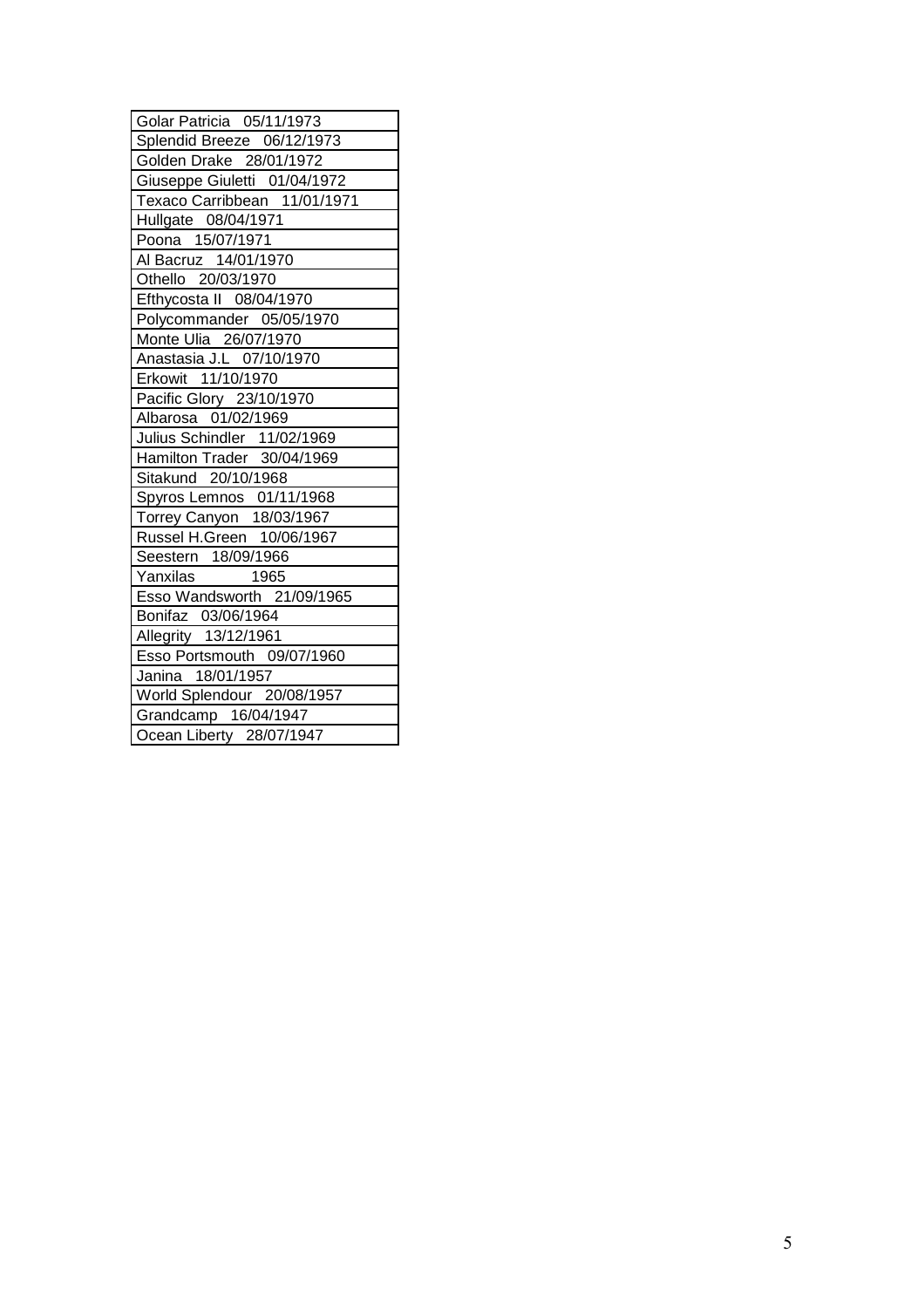| |
|---|
| Golar Patricia 05/11/1973 |
| Splendid Breeze 06/12/1973 |
| Golden Drake 28/01/1972 |
| Giuseppe Giuletti 01/04/1972 |
| Texaco Carribbean 11/01/1971 |
| Hullgate 08/04/1971 |
| Poona 15/07/1971 |
| Al Bacruz 14/01/1970 |
| Othello 20/03/1970 |
| Efthycosta II 08/04/1970 |
| Polycommander 05/05/1970 |
| Monte Ulia 26/07/1970 |
| Anastasia J.L 07/10/1970 |
| Erkowit 11/10/1970 |
| Pacific Glory 23/10/1970 |
| Albarosa 01/02/1969 |
| Julius Schindler 11/02/1969 |
| Hamilton Trader 30/04/1969 |
| Sitakund 20/10/1968 |
| Spyros Lemnos 01/11/1968 |
| Torrey Canyon 18/03/1967 |
| Russel H.Green 10/06/1967 |
| Seestern 18/09/1966 |
| Yanxilas 1965 |
| Esso Wandsworth 21/09/1965 |
| Bonifaz 03/06/1964 |
| Allegrity 13/12/1961 |
| Esso Portsmouth 09/07/1960 |
| Janina 18/01/1957 |
| World Splendour 20/08/1957 |
| Grandcamp 16/04/1947 |
| Ocean Liberty 28/07/1947 |